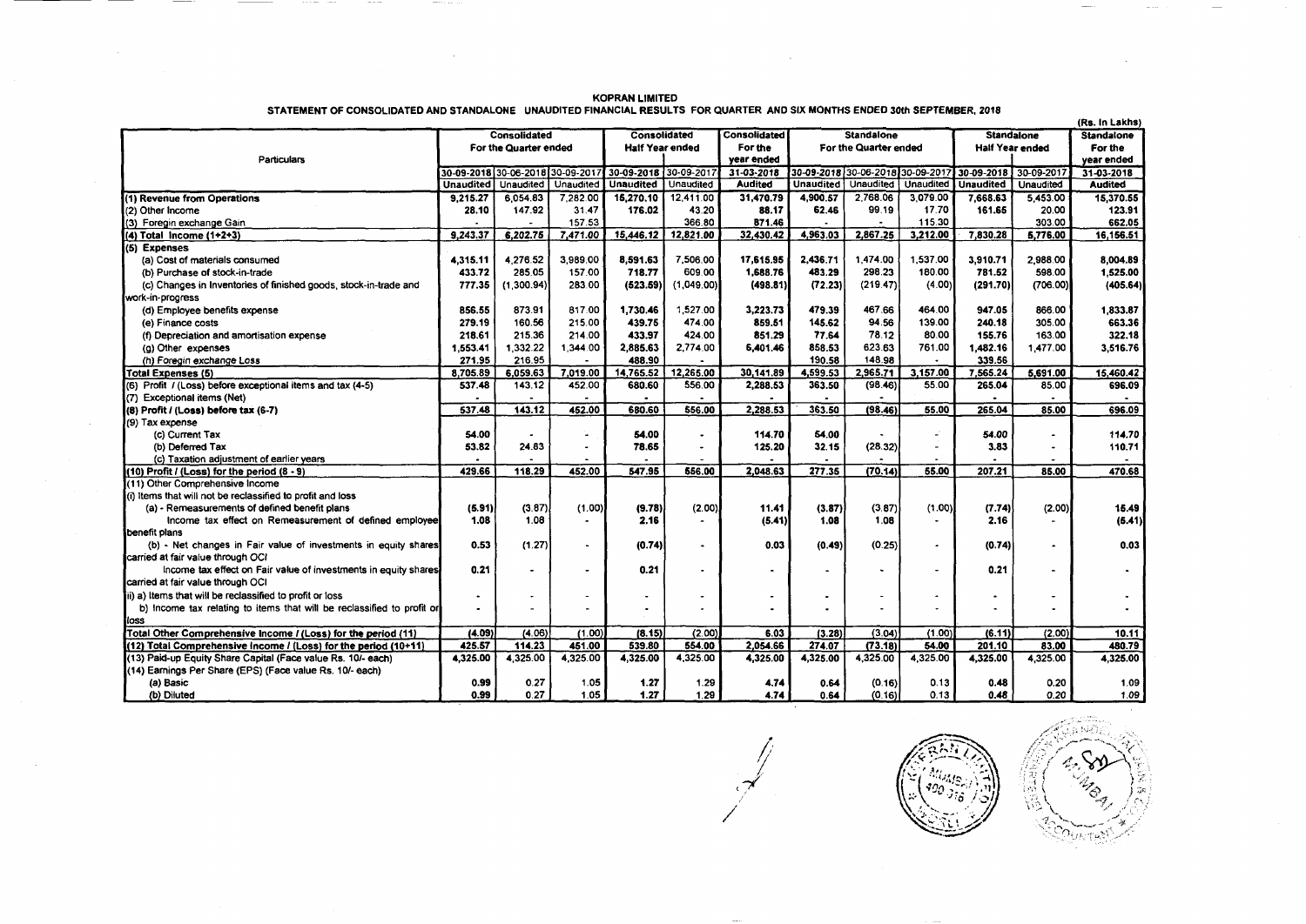# KOPRAN LIMITED

## STATEMENT OF CONSOLIDATED AND STANDALONE UNAUDITED FINANCIAL RESULTS FOR QUARTER AND SIX MONTHS ENDED 30th SEPTEMBER, 2018

(Rs. In Lakhs)

| Particulars | Consolidated For the Quarter ended | | | Consolidated Half Year ended | | Consolidated For the year ended | Standalone For the Quarter ended | | | Standalone Half Year ended | | Standalone For the year ended |
|---|---|---|---|---|---|---|---|---|---|---|---|---|
| | 30-09-2018 | 30-06-2018 | 30-09-2017 | 30-09-2018 | 30-09-2017 | 31-03-2018 | 30-09-2018 | 30-06-2018 | 30-09-2017 | 30-09-2018 | 30-09-2017 | 31-03-2018 |
| | Unaudited | Unaudited | Unaudited | Unaudited | Unaudited | Audited | Unaudited | Unaudited | Unaudited | Unaudited | Unaudited | Audited |
| **(1) Revenue from Operations** | **9,215.27** | 6,054.83 | 7,282.00 | **15,270.10** | 12,411.00 | **31,470.79** | **4,900.57** | 2,768.06 | 3,079.00 | **7,668.63** | 5,453.00 | **15,370.55** |
| (2) Other Income | 28.10 | 147.92 | 31.47 | 176.02 | 43.20 | 88.17 | 62.46 | 99.19 | 17.70 | 161.65 | 20.00 | 123.91 |
| (3) Foregin exchange Gain | - | - | 157.53 | | 366.80 | 871.46 | - | - | 115.30 | | 303.00 | 662.05 |
| **(4) Total Income (1+2+3)** | **9,243.37** | **6,202.75** | **7,471.00** | **15,446.12** | **12,821.00** | **32,430.42** | **4,963.03** | **2,867.25** | **3,212.00** | **7,830.28** | **5,776.00** | **16,156.51** |
| **(5) Expenses** | | | | | | | | | | | | |
| (a) Cost of materials consumed | 4,315.11 | 4,276.52 | 3,989.00 | 8,591.63 | 7,506.00 | 17,615.95 | 2,436.71 | 1,474.00 | 1,537.00 | 3,910.71 | 2,988.00 | 8,004.89 |
| (b) Purchase of stock-in-trade | 433.72 | 285.05 | 157.00 | 718.77 | 609.00 | 1,688.76 | 483.29 | 298.23 | 180.00 | 781.52 | 598.00 | 1,525.00 |
| (c) Changes in Inventories of finished goods, stock-in-trade and work-in-progress | 777.35 | (1,300.94) | 283.00 | (523.59) | (1,049.00) | (498.81) | (72.23) | (219.47) | (4.00) | (291.70) | (706.00) | (405.64) |
| (d) Employee benefits expense | 856.55 | 873.91 | 817.00 | 1,730.46 | 1,527.00 | 3,223.73 | 479.39 | 467.66 | 464.00 | 947.05 | 866.00 | 1,833.87 |
| (e) Finance costs | 279.19 | 160.56 | 215.00 | 439.75 | 474.00 | 859.51 | 145.62 | 94.56 | 139.00 | 240.18 | 305.00 | 663.36 |
| (f) Depreciation and amortisation expense | 218.61 | 215.36 | 214.00 | 433.97 | 424.00 | 851.29 | 77.64 | 78.12 | 80.00 | 155.76 | 163.00 | 322.18 |
| (g) Other expenses | 1,553.41 | 1,332.22 | 1,344.00 | 2,885.63 | 2,774.00 | 6,401.46 | 858.53 | 623.63 | 761.00 | 1,482.16 | 1,477.00 | 3,516.76 |
| (h) Foregin exchange Loss | 271.95 | 216.95 | - | 488.90 | - | | 190.58 | 148.98 | - | 339.56 | | |
| **Total Expenses (5)** | **8,705.89** | **6,059.63** | **7,019.00** | **14,765.52** | **12,265.00** | **30,141.89** | **4,599.53** | **2,965.71** | **3,157.00** | **7,565.24** | **5,691.00** | **15,460.42** |
| (6) Profit / (Loss) before exceptional items and tax (4-5) | 537.48 | 143.12 | 452.00 | 680.60 | 556.00 | 2,288.53 | 363.50 | (98.46) | 55.00 | 265.04 | 85.00 | 696.09 |
| (7) Exceptional items (Net) | - | - | - | - | - | | - | | | - | - | - |
| **(8) Profit / (Loss) before tax (6-7)** | **537.48** | **143.12** | **452.00** | **680.60** | **556.00** | **2,288.53** | **363.50** | **(98.46)** | **55.00** | **265.04** | **85.00** | **696.09** |
| (9) Tax expense | | | | | | | | | | | | |
| (c) Current Tax | 54.00 | - | - | 54.00 | - | 114.70 | 54.00 | - | - | 54.00 | - | 114.70 |
| (b) Deferred Tax | 53.82 | 24.83 | - | 78.65 | - | 125.20 | 32.15 | (28.32) | - | 3.83 | - | 110.71 |
| (c) Taxation adjustment of earlier years | - | - | - | - | - | - | - | - | - | - | - | - |
| **(10) Profit / (Loss) for the period (8 - 9)** | **429.66** | **118.29** | **452.00** | **547.95** | **556.00** | **2,048.63** | **277.35** | **(70.14)** | **55.00** | **207.21** | **85.00** | **470.68** |
| (11) Other Comprehensive Income | | | | | | | | | | | | |
| (i) Items that will not be reclassified to profit and loss | | | | | | | | | | | | |
| (a) - Remeasurements of defined benefit plans | (5.91) | (3.87) | (1.00) | (9.78) | (2.00) | 11.41 | (3.87) | (3.87) | (1.00) | (7.74) | (2.00) | 15.49 |
| Income tax effect on Remeasurement of defined employee benefit plans | 1.08 | 1.08 | - | 2.16 | - | (5.41) | 1.08 | 1.08 | - | 2.16 | - | (5.41) |
| (b) - Net changes in Fair value of investments in equity shares carried at fair value through OCI | 0.53 | (1.27) | - | (0.74) | - | 0.03 | (0.49) | (0.25) | - | (0.74) | - | 0.03 |
| Income tax effect on Fair value of investments in equity shares carried at fair value through OCI | 0.21 | - | - | 0.21 | - | - | - | - | - | 0.21 | - | - |
| ii) a) Items that will be reclassified to profit or loss | - | - | - | - | - | - | - | - | - | - | - | - |
| b) Income tax relating to items that will be reclassified to profit or loss | - | - | - | - | - | - | - | - | - | - | - | - |
| **Total Other Comprehensive Income / (Loss) for the period (11)** | **(4.09)** | **(4.06)** | **(1.00)** | **(8.15)** | **(2.00)** | **6.03** | **(3.28)** | **(3.04)** | **(1.00)** | **(6.11)** | **(2.00)** | **10.11** |
| **(12) Total Comprehensive Income / (Loss) for the period (10+11)** | **425.57** | **114.23** | **451.00** | **539.80** | **554.00** | **2,054.66** | **274.07** | **(73.18)** | **54.00** | **201.10** | **83.00** | **480.79** |
| (13) Paid-up Equity Share Capital (Face value Rs. 10/- each) | 4,325.00 | 4,325.00 | 4,325.00 | 4,325.00 | 4,325.00 | 4,325.00 | 4,325.00 | 4,325.00 | 4,325.00 | 4,325.00 | 4,325.00 | 4,325.00 |
| (14) Earnings Per Share (EPS) (Face value Rs. 10/- each) | | | | | | | | | | | | |
| (a) Basic | 0.99 | 0.27 | 1.05 | 1.27 | 1.29 | 4.74 | 0.64 | (0.16) | 0.13 | 0.48 | 0.20 | 1.09 |
| (b) Diluted | 0.99 | 0.27 | 1.05 | 1.27 | 1.29 | 4.74 | 0.64 | (0.16) | 0.13 | 0.48 | 0.20 | 1.09 |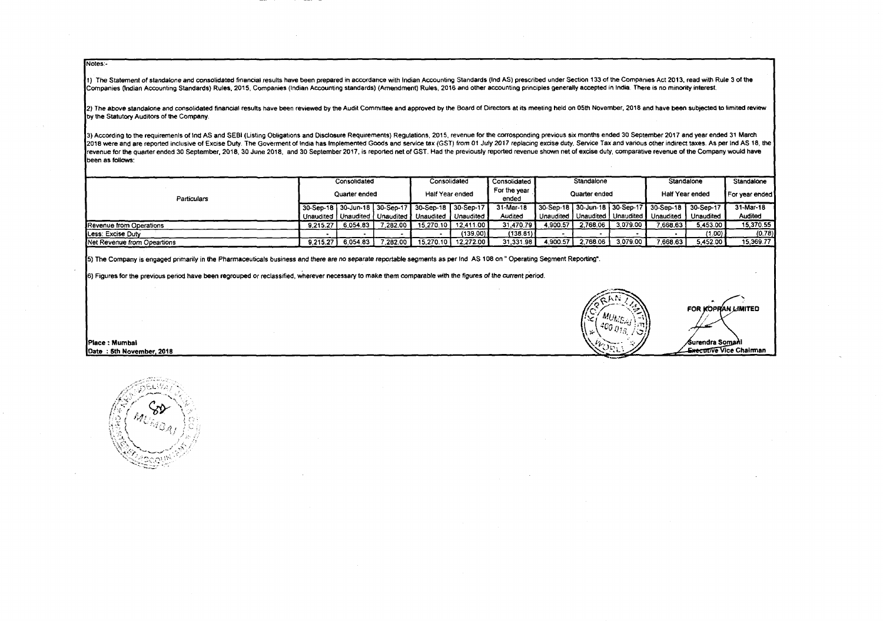Notes:-

1) The Statement of standalone and consolidated financial results have been prepared in accordance with Indian Accounting Standards (Ind AS) prescribed under Section 133 of the Companies Act 2013, read with Rule 3 of the Companies (Indian Accounting Standards) Rules, 2015, Companies (Indian Accounting standards) (Amendment) Rules, 2016 and other accounting principles generally accepted in India. There is no minority interest.

2) The above standalone and consolidated financial results have been reviewed by the Audit Committee and approved by the Board of Directors at its meeting held on 05th November, 2018 and have been subjected to limited review by the Statutory Auditors of the Company.

3) According to the requirements of Ind AS and SEBI (Listing Obligations and Disclosure Requirements) Regulations, 2015, revenue for the corrosponding previous six months ended 30 September 2017 and year ended 31 March 2018 were and are reported inclusive of Excise Duty. The Goverment of India has Implemented Goods and service tax (GST) from 01 July 2017 replacing excise duty, Service Tax and various other indirect taxes. As per Ind AS 18, the revenue for the quarter ended 30 September, 2018, 30 June 2018, and 30 September 2017, is reported net of GST. Had the previously reported revenue shown net of excise duty, comparative revenue of the Company would have been as follows:

| Particulars | Consolidated | | | Consolidated | | Consolidated | Standalone | | | Standalone | | Standalone |
|---|---|---|---|---|---|---|---|---|---|---|---|---|
| | Quarter ended | | | Half Year ended | | For the year ended | Quarter ended | | | Half Year ended | | For year ended |
| | 30-Sep-18 Unaudited | 30-Jun-18 Unaudited | 30-Sep-17 Unaudited | 30-Sep-18 Unaudited | 30-Sep-17 Unaudited | 31-Mar-18 Audited | 30-Sep-18 Unaudited | 30-Jun-18 Unaudited | 30-Sep-17 Unaudited | 30-Sep-18 Unaudited | 30-Sep-17 Unaudited | 31-Mar-18 Audited |
| Revenue from Operations | 9,215.27 | 6,054.83 | 7,282.00 | 15,270.10 | 12,411.00 | 31,470.79 | 4,900.57 | 2,768.06 | 3,079.00 | 7,668.63 | 5,453.00 | 15,370.55 |
| Less: Excise Duty | - | - | - | - | (139.00) | (138.81) | - | - | - | - | (1.00) | (0.78) |
| Net Revenue from Opeartions | 9,215.27 | 6,054.83 | 7,282.00 | 15,270.10 | 12,272.00 | 31,331.98 | 4,900.57 | 2,768.06 | 3,079.00 | 7,668.63 | 5,452.00 | 15,369.77 |

5) The Company is engaged primarily in the Pharmaceuticals business and there are no separate reportable segments as per Ind AS 108 on " Operating Segment Reporting".

6) Figures for the previous period have been regrouped or reclassified, wherever necessary to make them comparable with the figures of the current period.

FOR KOPRAN LIMITED

Surendra Somani
Executive Vice Chairman

Place : Mumbai
Date : 5th November, 2018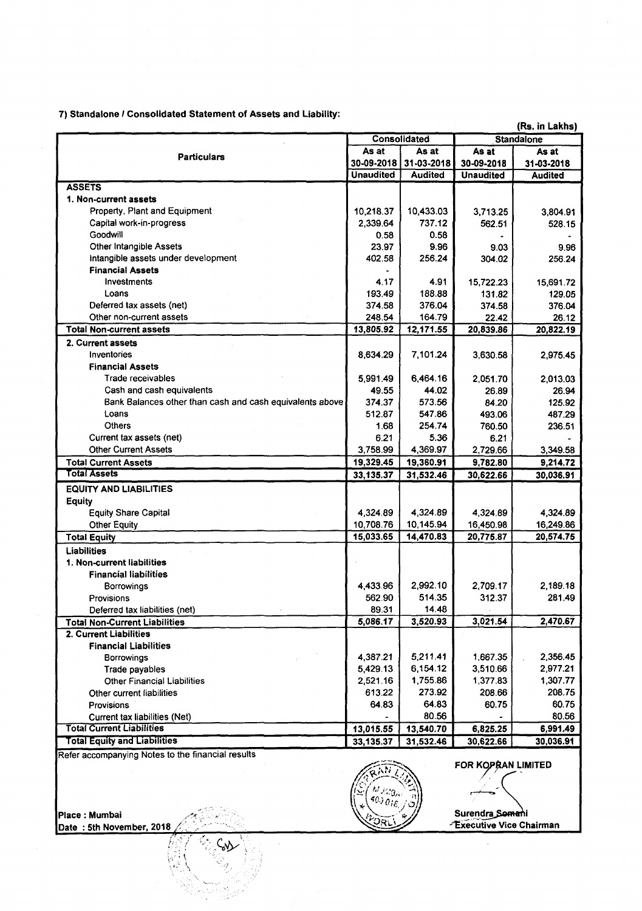### 7) Standalone / Consolidated Statement of Assets and Liability:

(Rs. in Lakhs)

| Particulars | Consolidated | | Standalone | |
|---|---|---|---|---|
| | As at 30-09-2018 | As at 31-03-2018 | As at 30-09-2018 | As at 31-03-2018 |
| | Unaudited | Audited | Unaudited | Audited |
| **ASSETS** | | | | |
| **1. Non-current assets** | | | | |
| Property, Plant and Equipment | 10,218.37 | 10,433.03 | 3,713.25 | 3,804.91 |
| Capital work-in-progress | 2,339.64 | 737.12 | 562.51 | 528.15 |
| Goodwill | 0.58 | 0.58 | - | - |
| Other Intangible Assets | 23.97 | 9.96 | 9.03 | 9.96 |
| Intangible assets under development | 402.58 | 256.24 | 304.02 | 256.24 |
| **Financial Assets** | - | | | |
| Investments | 4.17 | 4.91 | 15,722.23 | 15,691.72 |
| Loans | 193.49 | 188.88 | 131.82 | 129.05 |
| Deferred tax assets (net) | 374.58 | 376.04 | 374.58 | 376.04 |
| Other non-current assets | 248.54 | 164.79 | 22.42 | 26.12 |
| **Total Non-current assets** | 13,805.92 | 12,171.55 | 20,839.86 | 20,822.19 |
| **2. Current assets** | | | | |
| Inventories | 8,634.29 | 7,101.24 | 3,630.58 | 2,975.45 |
| **Financial Assets** | | | | |
| Trade receivables | 5,991.49 | 6,464.16 | 2,051.70 | 2,013.03 |
| Cash and cash equivalents | 49.55 | 44.02 | 26.89 | 26.94 |
| Bank Balances other than cash and cash equivalents above | 374.37 | 573.56 | 84.20 | 125.92 |
| Loans | 512.87 | 547.86 | 493.06 | 487.29 |
| Others | 1.68 | 254.74 | 760.50 | 236.51 |
| Current tax assets (net) | 6.21 | 5.36 | 6.21 | - |
| Other Current Assets | 3,758.99 | 4,369.97 | 2,729.66 | 3,349.58 |
| **Total Current Assets** | 19,329.45 | 19,360.91 | 9,782.80 | 9,214.72 |
| **Total Assets** | 33,135.37 | 31,532.46 | 30,622.66 | 30,036.91 |
| **EQUITY AND LIABILITIES** | | | | |
| **Equity** | | | | |
| Equity Share Capital | 4,324.89 | 4,324.89 | 4,324.89 | 4,324.89 |
| Other Equity | 10,708.76 | 10,145.94 | 16,450.98 | 16,249.86 |
| **Total Equity** | 15,033.65 | 14,470.83 | 20,775.87 | 20,574.75 |
| **Liabilities** | | | | |
| **1. Non-current liabilities** | | | | |
| **Financial liabilities** | | | | |
| Borrowings | 4,433.96 | 2,992.10 | 2,709.17 | 2,189.18 |
| Provisions | 562.90 | 514.35 | 312.37 | 281.49 |
| Deferred tax liabilities (net) | 89.31 | 14.48 | | |
| **Total Non-Current Liabilities** | 5,086.17 | 3,520.93 | 3,021.54 | 2,470.67 |
| **2. Current Liabilities** | | | | |
| **Financial Liabilities** | | | | |
| Borrowings | 4,387.21 | 5,211.41 | 1,667.35 | 2,356.45 |
| Trade payables | 5,429.13 | 6,154.12 | 3,510.66 | 2,977.21 |
| Other Financial Liabilities | 2,521.16 | 1,755.86 | 1,377.83 | 1,307.77 |
| Other current liabilities | 613.22 | 273.92 | 208.66 | 208.75 |
| Provisions | 64.83 | 64.83 | 60.75 | 60.75 |
| Current tax liabilities (Net) | - | 80.56 | - | 80.56 |
| **Total Current Liabilities** | 13,015.55 | 13,540.70 | 6,825.25 | 6,991.49 |
| **Total Equity and Liabilities** | 33,135.37 | 31,532.46 | 30,622.66 | 30,036.91 |

Refer accompanying Notes to the financial results

Place : Mumbai
Date : 5th November, 2018

FOR KOPRAN LIMITED

Surendra Somani
Executive Vice Chairman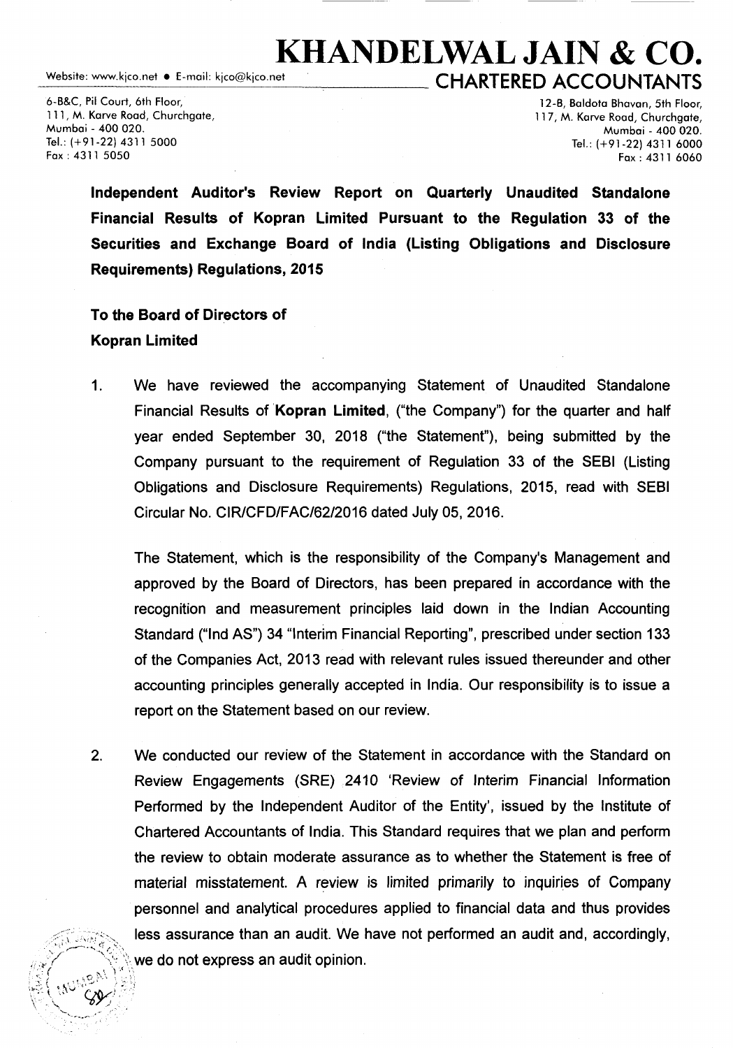# KHANDELWAL JAIN & CO.

## CHARTERED ACCOUNTANTS

Website: www.kjco.net • E-mail: kjco@kjco.net

6-B&C, Pil Court, 6th Floor,
111, M. Karve Road, Churchgate,
Mumbai - 400 020.
Tel.: (+91-22) 4311 5000
Fax : 4311 5050

12-B, Baldota Bhavan, 5th Floor,
117, M. Karve Road, Churchgate,
Mumbai - 400 020.
Tel.: (+91-22) 4311 6000
Fax : 4311 6060

**Independent Auditor's Review Report on Quarterly Unaudited Standalone Financial Results of Kopran Limited Pursuant to the Regulation 33 of the Securities and Exchange Board of India (Listing Obligations and Disclosure Requirements) Regulations, 2015**

**To the Board of Directors of**
**Kopran Limited**

1. We have reviewed the accompanying Statement of Unaudited Standalone Financial Results of **Kopran Limited**, ("the Company") for the quarter and half year ended September 30, 2018 ("the Statement"), being submitted by the Company pursuant to the requirement of Regulation 33 of the SEBI (Listing Obligations and Disclosure Requirements) Regulations, 2015, read with SEBI Circular No. CIR/CFD/FAC/62/2016 dated July 05, 2016.

   The Statement, which is the responsibility of the Company's Management and approved by the Board of Directors, has been prepared in accordance with the recognition and measurement principles laid down in the Indian Accounting Standard ("Ind AS") 34 "Interim Financial Reporting", prescribed under section 133 of the Companies Act, 2013 read with relevant rules issued thereunder and other accounting principles generally accepted in India. Our responsibility is to issue a report on the Statement based on our review.

2. We conducted our review of the Statement in accordance with the Standard on Review Engagements (SRE) 2410 'Review of Interim Financial Information Performed by the Independent Auditor of the Entity', issued by the Institute of Chartered Accountants of India. This Standard requires that we plan and perform the review to obtain moderate assurance as to whether the Statement is free of material misstatement. A review is limited primarily to inquiries of Company personnel and analytical procedures applied to financial data and thus provides less assurance than an audit. We have not performed an audit and, accordingly, we do not express an audit opinion.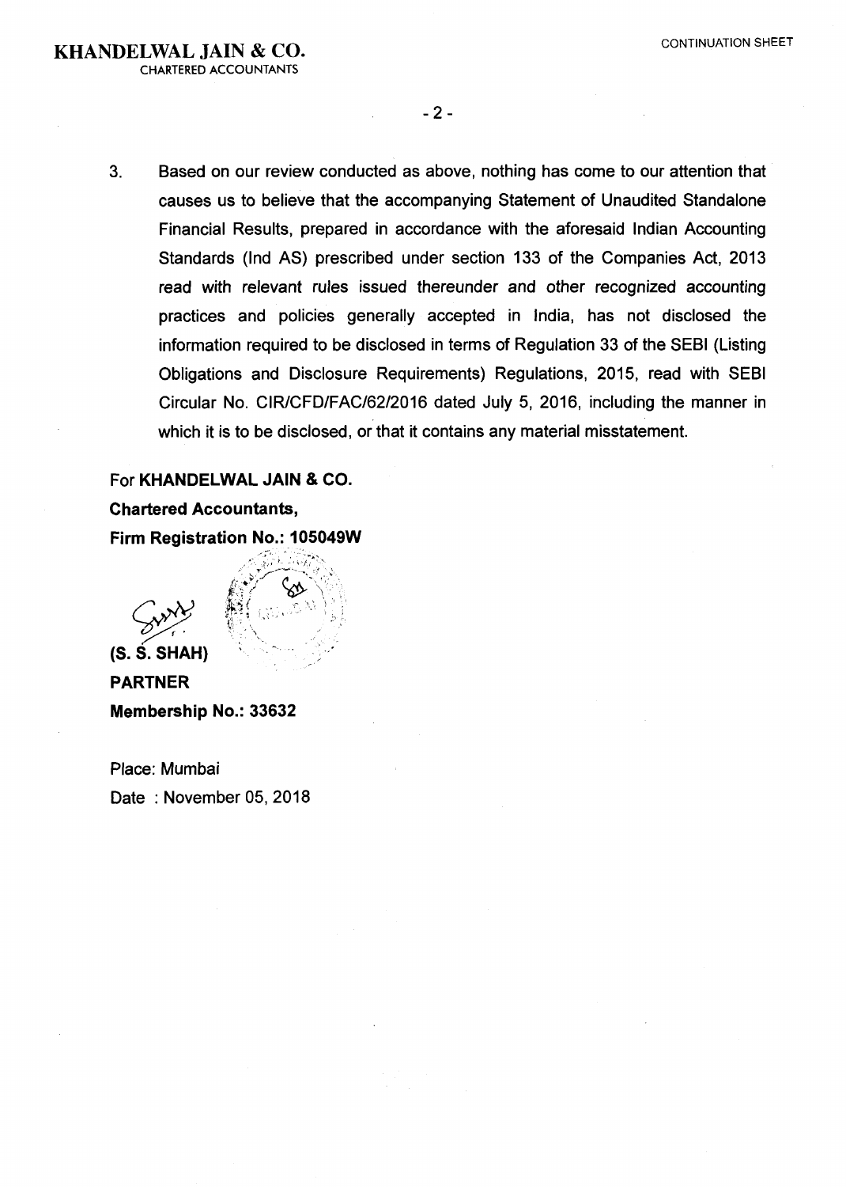**KHANDELWAL JAIN & CO.**
CHARTERED ACCOUNTANTS

CONTINUATION SHEET

3. Based on our review conducted as above, nothing has come to our attention that causes us to believe that the accompanying Statement of Unaudited Standalone Financial Results, prepared in accordance with the aforesaid Indian Accounting Standards (Ind AS) prescribed under section 133 of the Companies Act, 2013 read with relevant rules issued thereunder and other recognized accounting practices and policies generally accepted in India, has not disclosed the information required to be disclosed in terms of Regulation 33 of the SEBI (Listing Obligations and Disclosure Requirements) Regulations, 2015, read with SEBI Circular No. CIR/CFD/FAC/62/2016 dated July 5, 2016, including the manner in which it is to be disclosed, or that it contains any material misstatement.

For **KHANDELWAL JAIN & CO.**
**Chartered Accountants,**
**Firm Registration No.: 105049W**

**(S. S. SHAH)**
**PARTNER**
**Membership No.: 33632**

Place: Mumbai
Date : November 05, 2018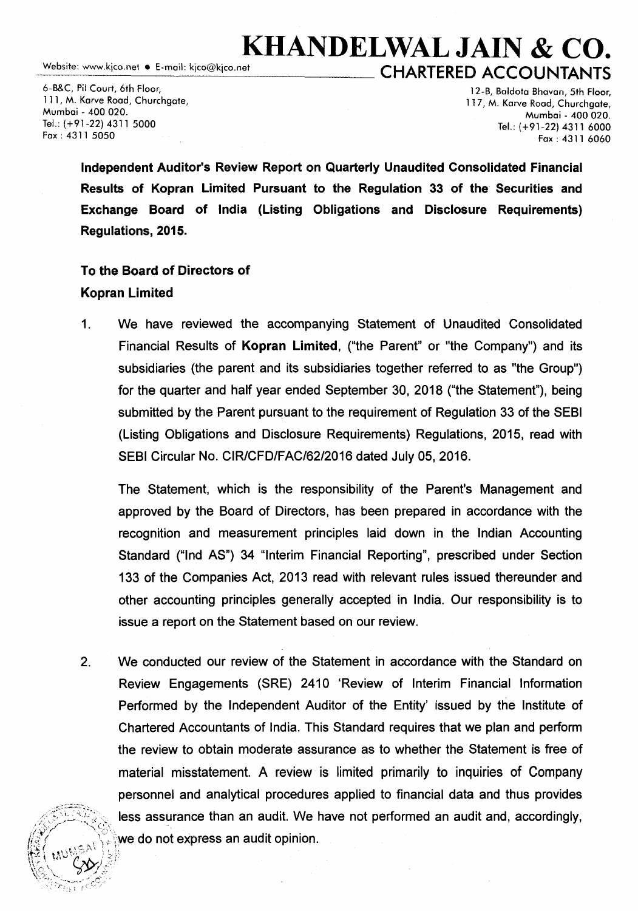# KHANDELWAL JAIN & CO.

Website: www.kjco.net • E-mail: kjco@kjco.net

**CHARTERED ACCOUNTANTS**

6-B&C, Pil Court, 6th Floor,
111, M. Karve Road, Churchgate,
Mumbai - 400 020.
Tel.: (+91-22) 4311 5000
Fax : 4311 5050

12-B, Baldota Bhavan, 5th Floor,
117, M. Karve Road, Churchgate,
Mumbai - 400 020.
Tel.: (+91-22) 4311 6000
Fax : 4311 6060

**Independent Auditor's Review Report on Quarterly Unaudited Consolidated Financial Results of Kopran Limited Pursuant to the Regulation 33 of the Securities and Exchange Board of India (Listing Obligations and Disclosure Requirements) Regulations, 2015.**

**To the Board of Directors of**
**Kopran Limited**

1. We have reviewed the accompanying Statement of Unaudited Consolidated Financial Results of **Kopran Limited**, ("the Parent" or "the Company") and its subsidiaries (the parent and its subsidiaries together referred to as "the Group") for the quarter and half year ended September 30, 2018 ("the Statement"), being submitted by the Parent pursuant to the requirement of Regulation 33 of the SEBI (Listing Obligations and Disclosure Requirements) Regulations, 2015, read with SEBI Circular No. CIR/CFD/FAC/62/2016 dated July 05, 2016.

   The Statement, which is the responsibility of the Parent's Management and approved by the Board of Directors, has been prepared in accordance with the recognition and measurement principles laid down in the Indian Accounting Standard ("Ind AS") 34 "Interim Financial Reporting", prescribed under Section 133 of the Companies Act, 2013 read with relevant rules issued thereunder and other accounting principles generally accepted in India. Our responsibility is to issue a report on the Statement based on our review.

2. We conducted our review of the Statement in accordance with the Standard on Review Engagements (SRE) 2410 'Review of Interim Financial Information Performed by the Independent Auditor of the Entity' issued by the Institute of Chartered Accountants of India. This Standard requires that we plan and perform the review to obtain moderate assurance as to whether the Statement is free of material misstatement. A review is limited primarily to inquiries of Company personnel and analytical procedures applied to financial data and thus provides less assurance than an audit. We have not performed an audit and, accordingly, we do not express an audit opinion.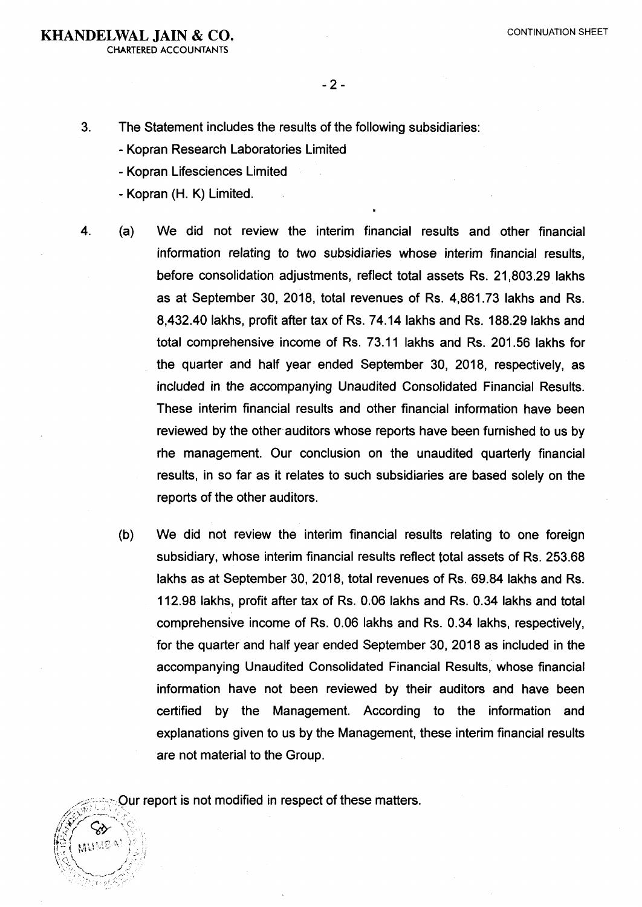3. The Statement includes the results of the following subsidiaries:
   - Kopran Research Laboratories Limited
   - Kopran Lifesciences Limited
   - Kopran (H. K) Limited.

4. (a) We did not review the interim financial results and other financial information relating to two subsidiaries whose interim financial results, before consolidation adjustments, reflect total assets Rs. 21,803.29 lakhs as at September 30, 2018, total revenues of Rs. 4,861.73 lakhs and Rs. 8,432.40 lakhs, profit after tax of Rs. 74.14 lakhs and Rs. 188.29 lakhs and total comprehensive income of Rs. 73.11 lakhs and Rs. 201.56 lakhs for the quarter and half year ended September 30, 2018, respectively, as included in the accompanying Unaudited Consolidated Financial Results. These interim financial results and other financial information have been reviewed by the other auditors whose reports have been furnished to us by rhe management. Our conclusion on the unaudited quarterly financial results, in so far as it relates to such subsidiaries are based solely on the reports of the other auditors.

   (b) We did not review the interim financial results relating to one foreign subsidiary, whose interim financial results reflect total assets of Rs. 253.68 lakhs as at September 30, 2018, total revenues of Rs. 69.84 lakhs and Rs. 112.98 lakhs, profit after tax of Rs. 0.06 lakhs and Rs. 0.34 lakhs and total comprehensive income of Rs. 0.06 lakhs and Rs. 0.34 lakhs, respectively, for the quarter and half year ended September 30, 2018 as included in the accompanying Unaudited Consolidated Financial Results, whose financial information have not been reviewed by their auditors and have been certified by the Management. According to the information and explanations given to us by the Management, these interim financial results are not material to the Group.

Our report is not modified in respect of these matters.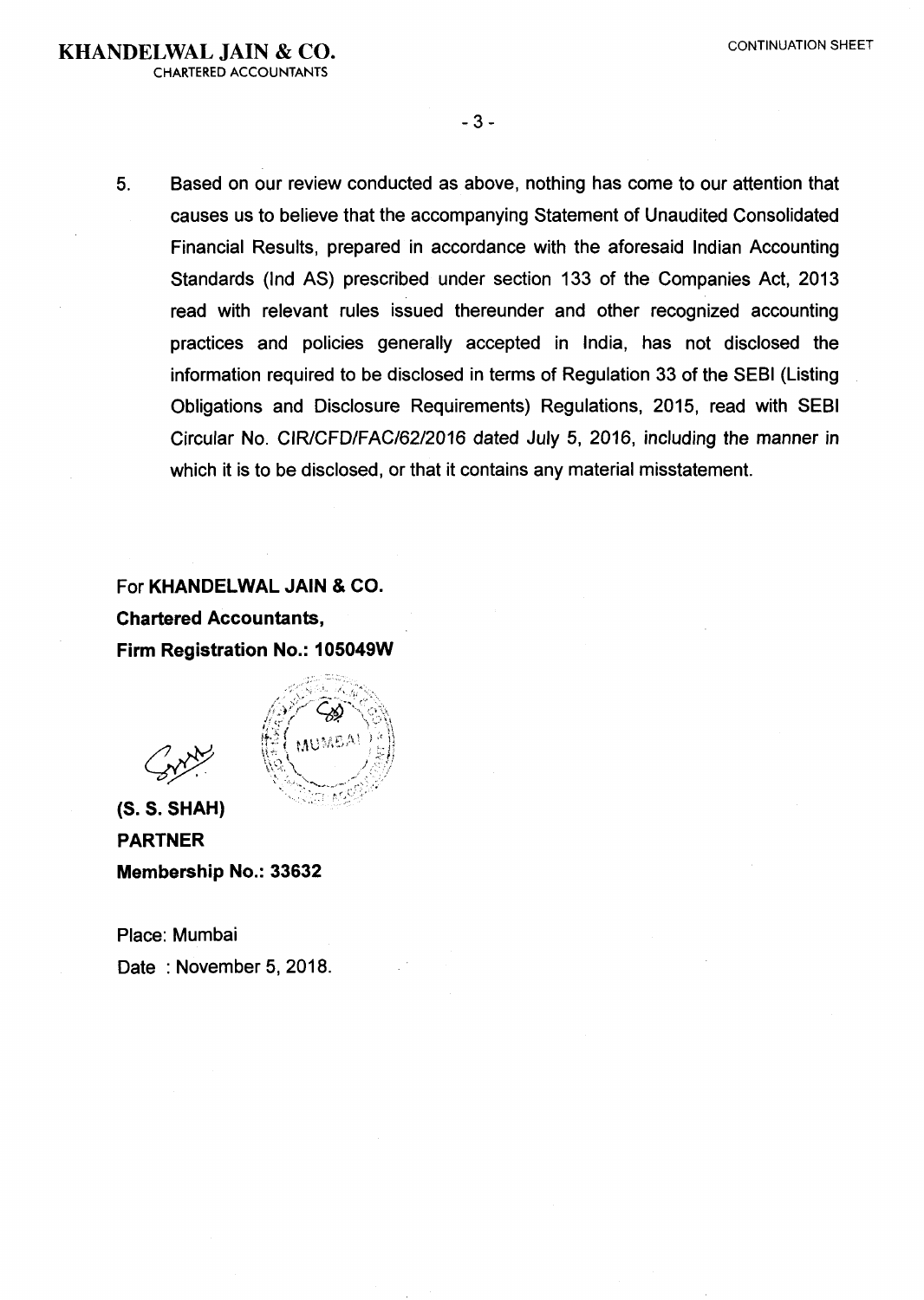5. Based on our review conducted as above, nothing has come to our attention that causes us to believe that the accompanying Statement of Unaudited Consolidated Financial Results, prepared in accordance with the aforesaid Indian Accounting Standards (Ind AS) prescribed under section 133 of the Companies Act, 2013 read with relevant rules issued thereunder and other recognized accounting practices and policies generally accepted in India, has not disclosed the information required to be disclosed in terms of Regulation 33 of the SEBI (Listing Obligations and Disclosure Requirements) Regulations, 2015, read with SEBI Circular No. CIR/CFD/FAC/62/2016 dated July 5, 2016, including the manner in which it is to be disclosed, or that it contains any material misstatement.

For **KHANDELWAL JAIN & CO.**
**Chartered Accountants,**
**Firm Registration No.: 105049W**

**(S. S. SHAH)**
**PARTNER**
**Membership No.: 33632**

Place: Mumbai
Date : November 5, 2018.